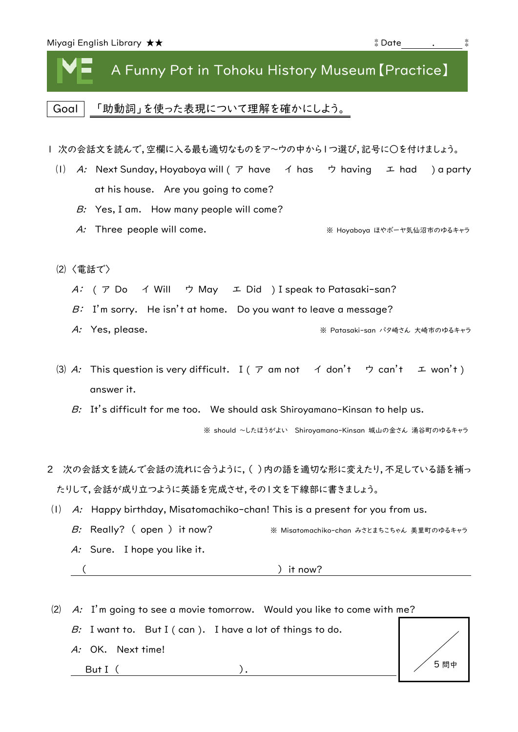Miyagi English Library ★★　　　　　　　　　　　　　　　　　　　　　　　　Date＿＿＿＿.＿＿＿＿

# A Funny Pot in Tohoku History Museum【Practice】

Goal　「助動詞」を使った表現について理解を確かにしよう。

１　次の会話文を読んで，空欄に入る最も適切なものをア～ウの中から１つ選び，記号に〇を付けましょう。

(1)　*A:*　Next Sunday, Hoyaboya will ( ア have　イ has　ウ having　エ had ) a party at his house.　Are you going to come?

*B:*　Yes, I am.　How many people will come?

*A:*　Three people will come.

※ Hoyaboya ほやボーヤ気仙沼市のゆるキャラ

(2)〈電話で〉

*A:*　( ア Do　イ Will　ウ May　エ Did ) I speak to Patasaki-san?

*B:*　I'm sorry.　He isn't at home.　Do you want to leave a message?

*A:*　Yes, please.

※ Patasaki-san パタ崎さん 大崎市のゆるキャラ

(3)　*A:*　This question is very difficult.　I ( ア am not　イ don't　ウ can't　エ won't ) answer it.

*B:*　It's difficult for me too.　We should ask Shiroyamano-Kinsan to help us.

※ should ～したほうがよい　Shiroyamano-Kinsan 城山の金さん 涌谷町のゆるキャラ

２　次の会話文を読んで会話の流れに合うように，( ) 内の語を適切な形に変えたり，不足している語を補ったりして，会話が成り立つように英語を完成させ，その１文を下線部に書きましょう。

(1)　*A:*　Happy birthday, Misatomachiko-chan! This is a present for you from us.

*B:*　Really? ( open ) it now?

※ Misatomachiko-chan みさとまちこちゃん 美里町のゆるキャラ

*A:*　Sure.　I hope you like it.

(　　　　　　　　　　　　　　　　　　) it now?

(2)　*A:*　I'm going to see a movie tomorrow.　Would you like to come with me?

*B:*　I want to.　But I ( can ).　I have a lot of things to do.

*A:*　OK.　Next time!

But I (　　　　　　　　　　　　　　).

／５問中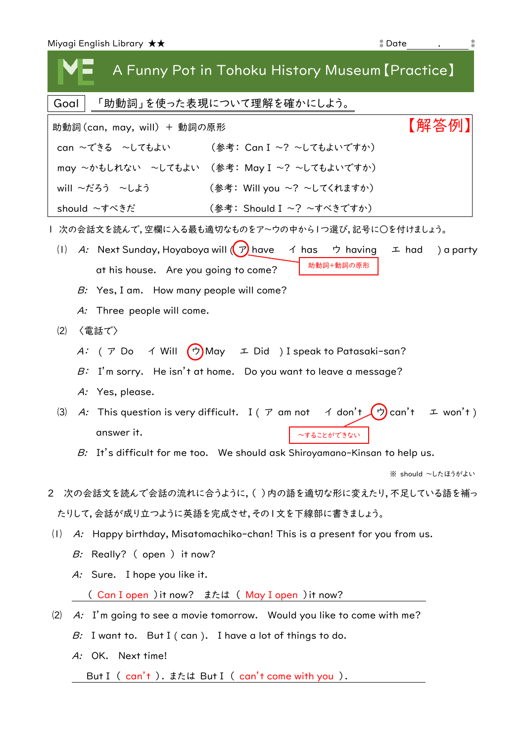Miyagi English Library ★★ ⁑ Date＿＿＿.＿＿＿ ⁑

# A Funny Pot in Tohoku History Museum【Practice】

Goal 「助動詞」を使った表現について理解を確かにしよう。

助動詞（can, may, will） ＋ 動詞の原形 【解答例】

can ～できる ～してもよい （参考：Can I ～? ～してもよいですか）

may ～かもしれない ～してもよい （参考：May I ～? ～してもよいですか）

will ～だろう ～しよう （参考：Will you ～? ～してくれますか）

should ～すべきだ （参考：Should I ～? ～すべきですか）

1 次の会話文を読んで，空欄に入る最も適切なものをア～ウの中から1つ選び，記号に○を付けましょう。

(1) *A:* Next Sunday, Hoyaboya will（ ㋐ have イ has ウ having エ had ）a party at his house. Are you going to come?

助動詞+動詞の原形

*B:* Yes, I am. How many people will come?

*A:* Three people will come.

(2) 〈電話で〉

*A:* （ ア Do イ Will ㋒ May エ Did ）I speak to Patasaki-san?

*B:* I'm sorry. He isn't at home. Do you want to leave a message?

*A:* Yes, please.

(3) *A:* This question is very difficult. I（ ア am not イ don't ㋒ can't エ won't ）answer it.

～することができない

*B:* It's difficult for me too. We should ask Shiroyamano-Kinsan to help us.

※ should ～したほうがよい

2 次の会話文を読んで会話の流れに合うように，( )内の語を適切な形に変えたり，不足している語を補ったりして，会話が成り立つように英語を完成させ，その1文を下線部に書きましょう。

(1) *A:* Happy birthday, Misatomachiko-chan! This is a present for you from us.

*B:* Really? ( open ) it now?

*A:* Sure. I hope you like it.

( Can I open ) it now? または ( May I open ) it now?

(2) *A:* I'm going to see a movie tomorrow. Would you like to come with me?

*B:* I want to. But I ( can ). I have a lot of things to do.

*A:* OK. Next time!

But I ( can't ). または But I ( can't come with you ).